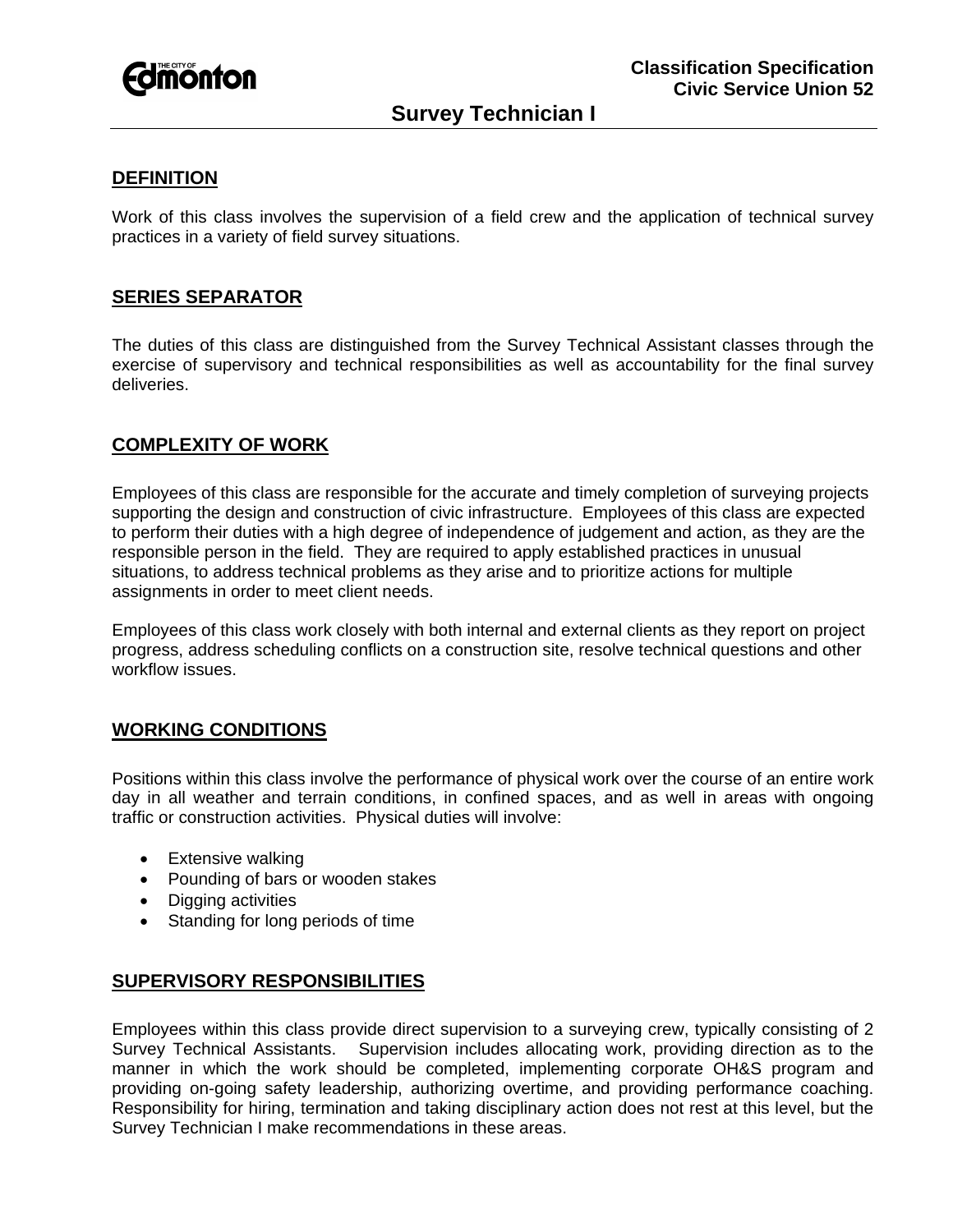# Classification Specification
## Civic Service Union 52

# Survey Technician I

## DEFINITION

Work of this class involves the supervision of a field crew and the application of technical survey practices in a variety of field survey situations.

## SERIES SEPARATOR

The duties of this class are distinguished from the Survey Technical Assistant classes through the exercise of supervisory and technical responsibilities as well as accountability for the final survey deliveries.

## COMPLEXITY OF WORK

Employees of this class are responsible for the accurate and timely completion of surveying projects supporting the design and construction of civic infrastructure. Employees of this class are expected to perform their duties with a high degree of independence of judgement and action, as they are the responsible person in the field. They are required to apply established practices in unusual situations, to address technical problems as they arise and to prioritize actions for multiple assignments in order to meet client needs.

Employees of this class work closely with both internal and external clients as they report on project progress, address scheduling conflicts on a construction site, resolve technical questions and other workflow issues.

## WORKING CONDITIONS

Positions within this class involve the performance of physical work over the course of an entire work day in all weather and terrain conditions, in confined spaces, and as well in areas with ongoing traffic or construction activities. Physical duties will involve:

- Extensive walking
- Pounding of bars or wooden stakes
- Digging activities
- Standing for long periods of time

## SUPERVISORY RESPONSIBILITIES

Employees within this class provide direct supervision to a surveying crew, typically consisting of 2 Survey Technical Assistants. Supervision includes allocating work, providing direction as to the manner in which the work should be completed, implementing corporate OH&S program and providing on-going safety leadership, authorizing overtime, and providing performance coaching. Responsibility for hiring, termination and taking disciplinary action does not rest at this level, but the Survey Technician I make recommendations in these areas.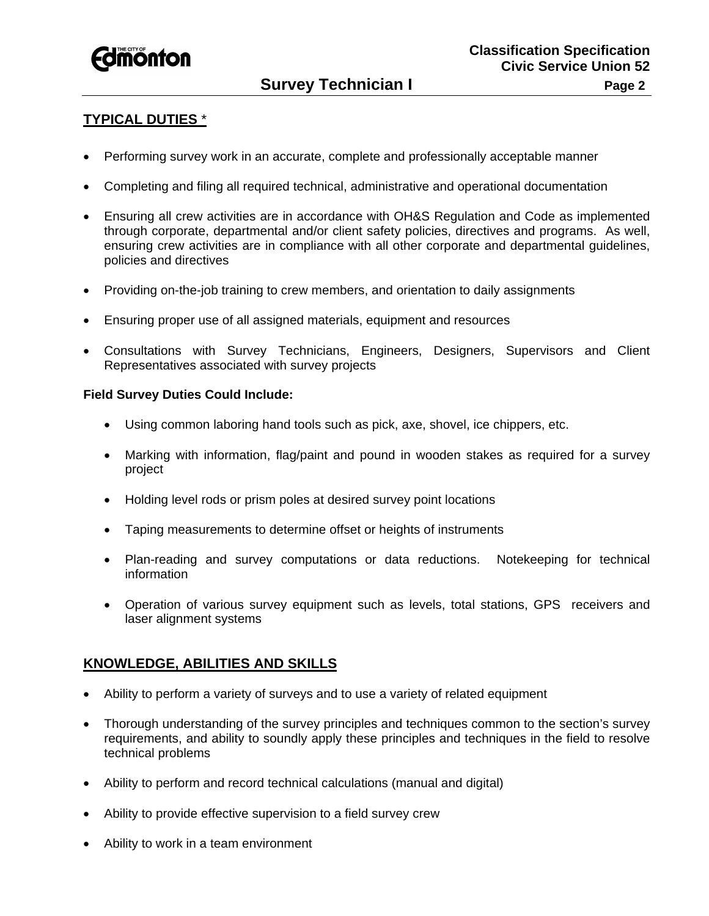## TYPICAL DUTIES *

- Performing survey work in an accurate, complete and professionally acceptable manner
- Completing and filing all required technical, administrative and operational documentation
- Ensuring all crew activities are in accordance with OH&S Regulation and Code as implemented through corporate, departmental and/or client safety policies, directives and programs. As well, ensuring crew activities are in compliance with all other corporate and departmental guidelines, policies and directives
- Providing on-the-job training to crew members, and orientation to daily assignments
- Ensuring proper use of all assigned materials, equipment and resources
- Consultations with Survey Technicians, Engineers, Designers, Supervisors and Client Representatives associated with survey projects

**Field Survey Duties Could Include:**

- Using common laboring hand tools such as pick, axe, shovel, ice chippers, etc.
- Marking with information, flag/paint and pound in wooden stakes as required for a survey project
- Holding level rods or prism poles at desired survey point locations
- Taping measurements to determine offset or heights of instruments
- Plan-reading and survey computations or data reductions. Notekeeping for technical information
- Operation of various survey equipment such as levels, total stations, GPS receivers and laser alignment systems

## KNOWLEDGE, ABILITIES AND SKILLS

- Ability to perform a variety of surveys and to use a variety of related equipment
- Thorough understanding of the survey principles and techniques common to the section's survey requirements, and ability to soundly apply these principles and techniques in the field to resolve technical problems
- Ability to perform and record technical calculations (manual and digital)
- Ability to provide effective supervision to a field survey crew
- Ability to work in a team environment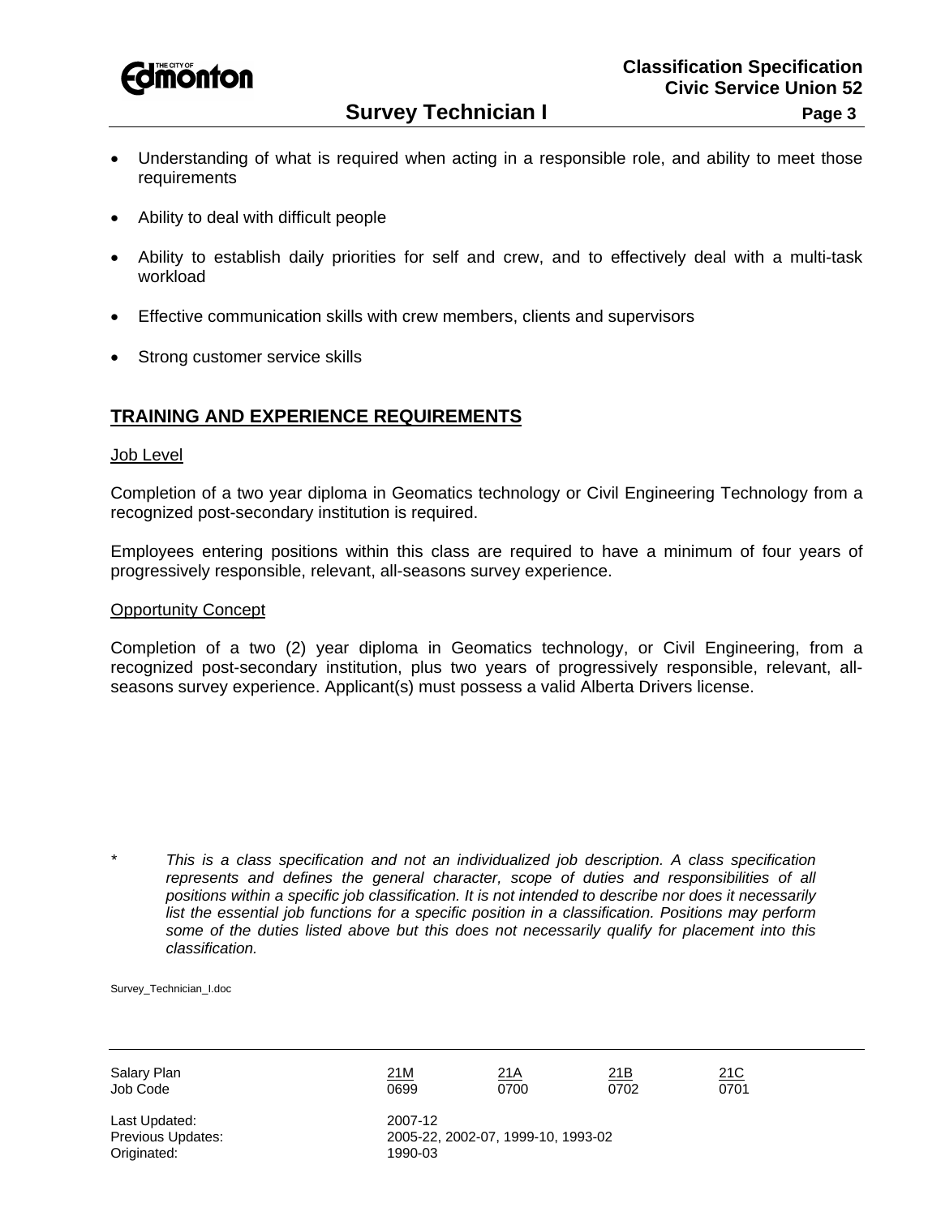- Understanding of what is required when acting in a responsible role, and ability to meet those requirements
- Ability to deal with difficult people
- Ability to establish daily priorities for self and crew, and to effectively deal with a multi-task workload
- Effective communication skills with crew members, clients and supervisors
- Strong customer service skills

## TRAINING AND EXPERIENCE REQUIREMENTS

Job Level

Completion of a two year diploma in Geomatics technology or Civil Engineering Technology from a recognized post-secondary institution is required.

Employees entering positions within this class are required to have a minimum of four years of progressively responsible, relevant, all-seasons survey experience.

Opportunity Concept

Completion of a two (2) year diploma in Geomatics technology, or Civil Engineering, from a recognized post-secondary institution, plus two years of progressively responsible, relevant, all-seasons survey experience. Applicant(s) must possess a valid Alberta Drivers license.

\* *This is a class specification and not an individualized job description. A class specification represents and defines the general character, scope of duties and responsibilities of all positions within a specific job classification. It is not intended to describe nor does it necessarily list the essential job functions for a specific position in a classification. Positions may perform some of the duties listed above but this does not necessarily qualify for placement into this classification.*

Survey_Technician_I.doc

| | | | | |
|---|---|---|---|---|
| Salary Plan | 21M | 21A | 21B | 21C |
| Job Code | 0699 | 0700 | 0702 | 0701 |

Last Updated: 2007-12
Previous Updates: 2005-22, 2002-07, 1999-10, 1993-02
Originated: 1990-03